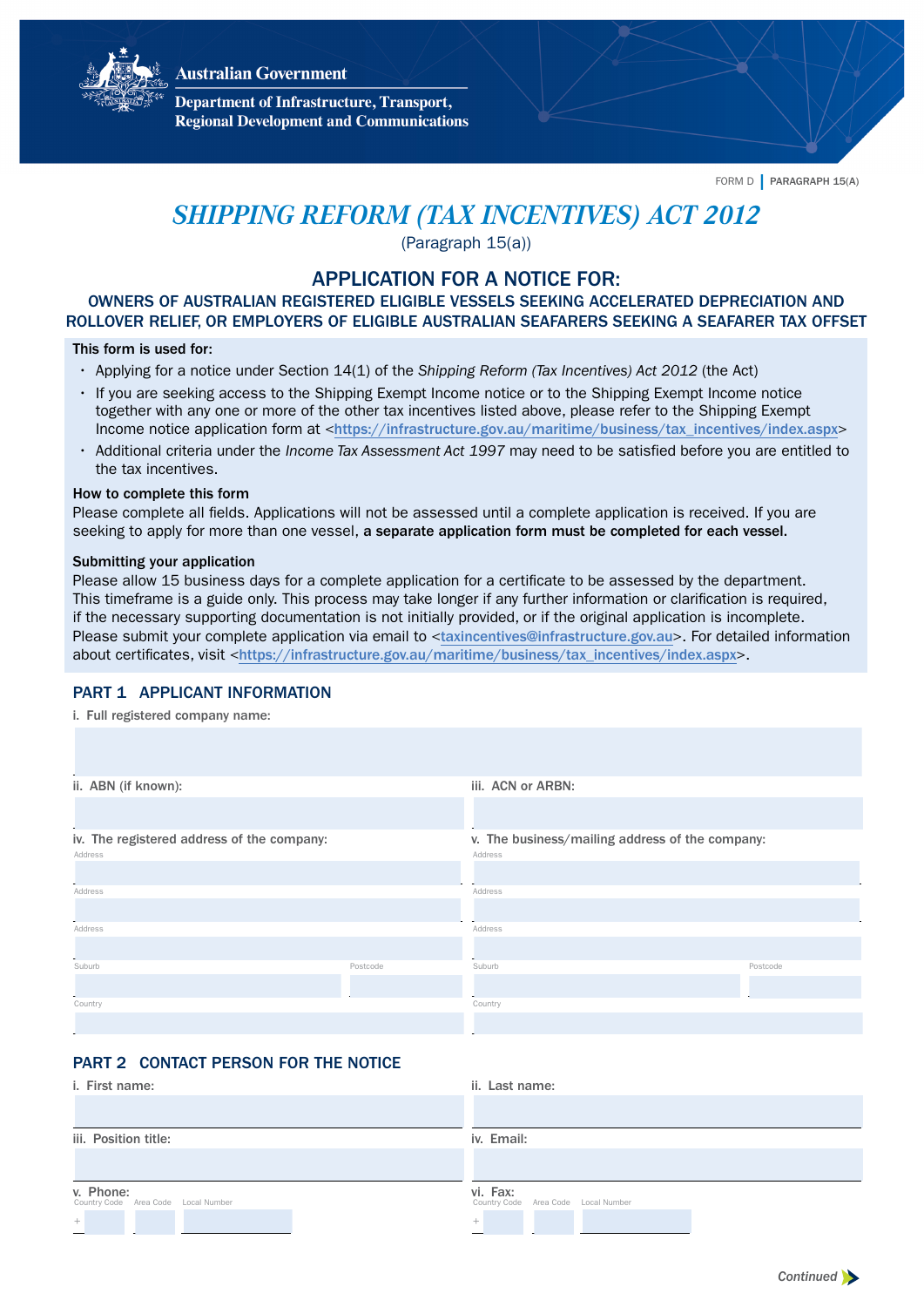Australian Government

Department of Infrastructure, Transport, Regional Development and Communications

FORM D | PARAGRAPH 15(A)

# *SHIPPING REFORM (TAX INCENTIVES) ACT 2012*

(Paragraph 15(a))

## APPLICATION FOR A NOTICE FOR:

### OWNERS OF AUSTRALIAN REGISTERED ELIGIBLE VESSELS SEEKING ACCELERATED DEPRECIATION AND ROLLOVER RELIEF, OR EMPLOYERS OF ELIGIBLE AUSTRALIAN SEAFARERS SEEKING A SEAFARER TAX OFFSET

**This form is used for:**

- Applying for a notice under Section 14(1) of the *Shipping Reform (Tax Incentives) Act 2012* (the Act)
- If you are seeking access to the Shipping Exempt Income notice or to the Shipping Exempt Income notice together with any one or more of the other tax incentives listed above, please refer to the Shipping Exempt Income notice application form at <https://infrastructure.gov.au/maritime/business/tax_incentives/index.aspx>
- Additional criteria under the *Income Tax Assessment Act 1997* may need to be satisfied before you are entitled to the tax incentives.

**How to complete this form**

Please complete all fields. Applications will not be assessed until a complete application is received. If you are seeking to apply for more than one vessel, **a separate application form must be completed for each vessel.**

**Submitting your application**

Please allow 15 business days for a complete application for a certificate to be assessed by the department. This timeframe is a guide only. This process may take longer if any further information or clarification is required, if the necessary supporting documentation is not initially provided, or if the original application is incomplete. Please submit your complete application via email to <taxincentives@infrastructure.gov.au>. For detailed information about certificates, visit <https://infrastructure.gov.au/maritime/business/tax_incentives/index.aspx>.

## PART 1 APPLICANT INFORMATION

i. Full registered company name:

ii. ABN (if known):

iii. ACN or ARBN:

iv. The registered address of the company:

Address

Address

Address

Suburb | Postcode

Country

v. The business/mailing address of the company:

Address

Address

Address

Suburb | Postcode

Country

## PART 2 CONTACT PERSON FOR THE NOTICE

i. First name:

ii. Last name:

iii. Position title:

iv. Email:

v. Phone:

Country Code + | Area Code | Local Number

vi. Fax:

Country Code + | Area Code | Local Number

*Continued*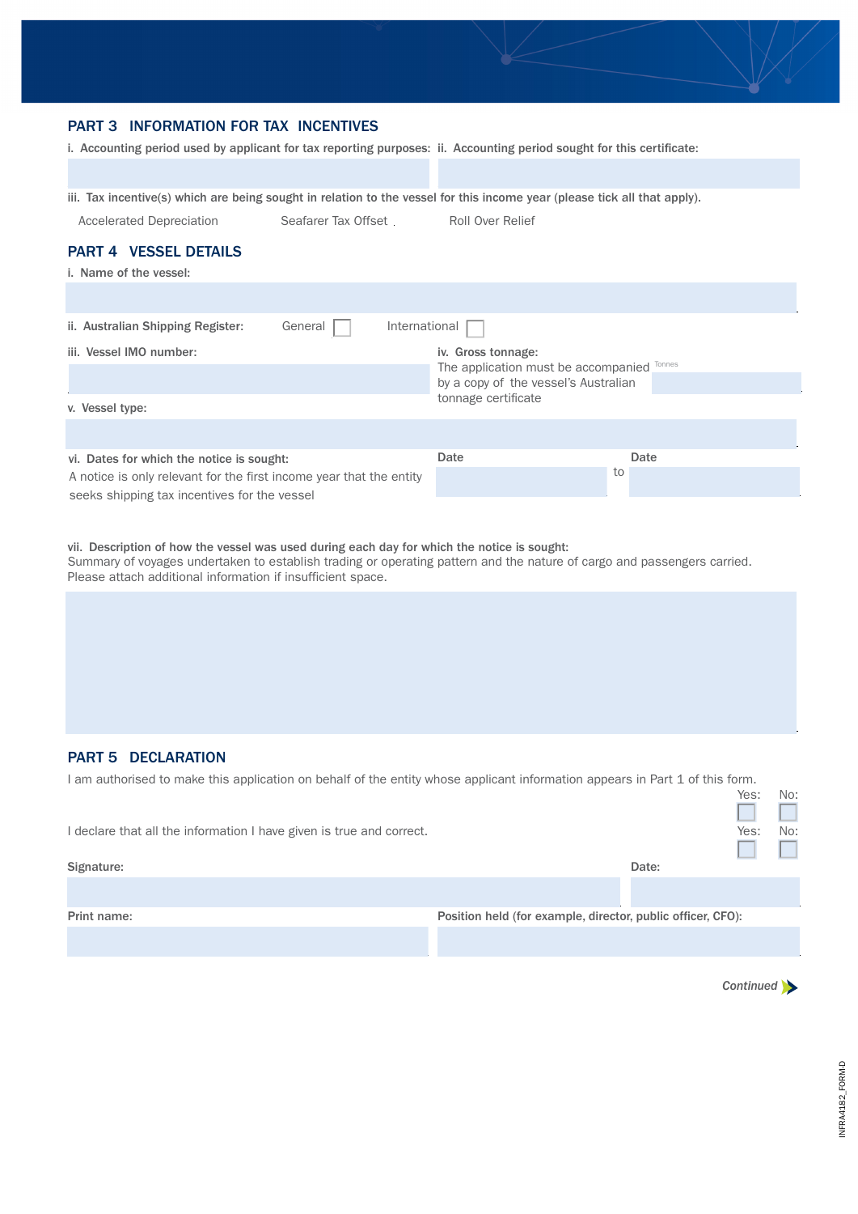## PART 3 INFORMATION FOR TAX INCENTIVES

**i. Accounting period used by applicant for tax reporting purposes:**

**ii. Accounting period sought for this certificate:**

**iii. Tax incentive(s) which are being sought in relation to the vessel for this income year (please tick all that apply).**

Accelerated Depreciation Seafarer Tax Offset Roll Over Relief

## PART 4 VESSEL DETAILS

**i. Name of the vessel:**

**ii. Australian Shipping Register:** General ☐ International ☐

**iii. Vessel IMO number:**

**iv. Gross tonnage:**
The application must be accompanied by a copy of the vessel's Australian tonnage certificate

Tonnes

**v. Vessel type:**

**vi. Dates for which the notice is sought:**
A notice is only relevant for the first income year that the entity seeks shipping tax incentives for the vessel

**Date** to **Date**

**vii. Description of how the vessel was used during each day for which the notice is sought:**
Summary of voyages undertaken to establish trading or operating pattern and the nature of cargo and passengers carried. Please attach additional information if insufficient space.

## PART 5 DECLARATION

I am authorised to make this application on behalf of the entity whose applicant information appears in Part 1 of this form. Yes: ☐ No: ☐

I declare that all the information I have given is true and correct. Yes: ☐ No: ☐

**Signature:**

**Date:**

**Print name:**

**Position held (for example, director, public officer, CFO):**

*Continued*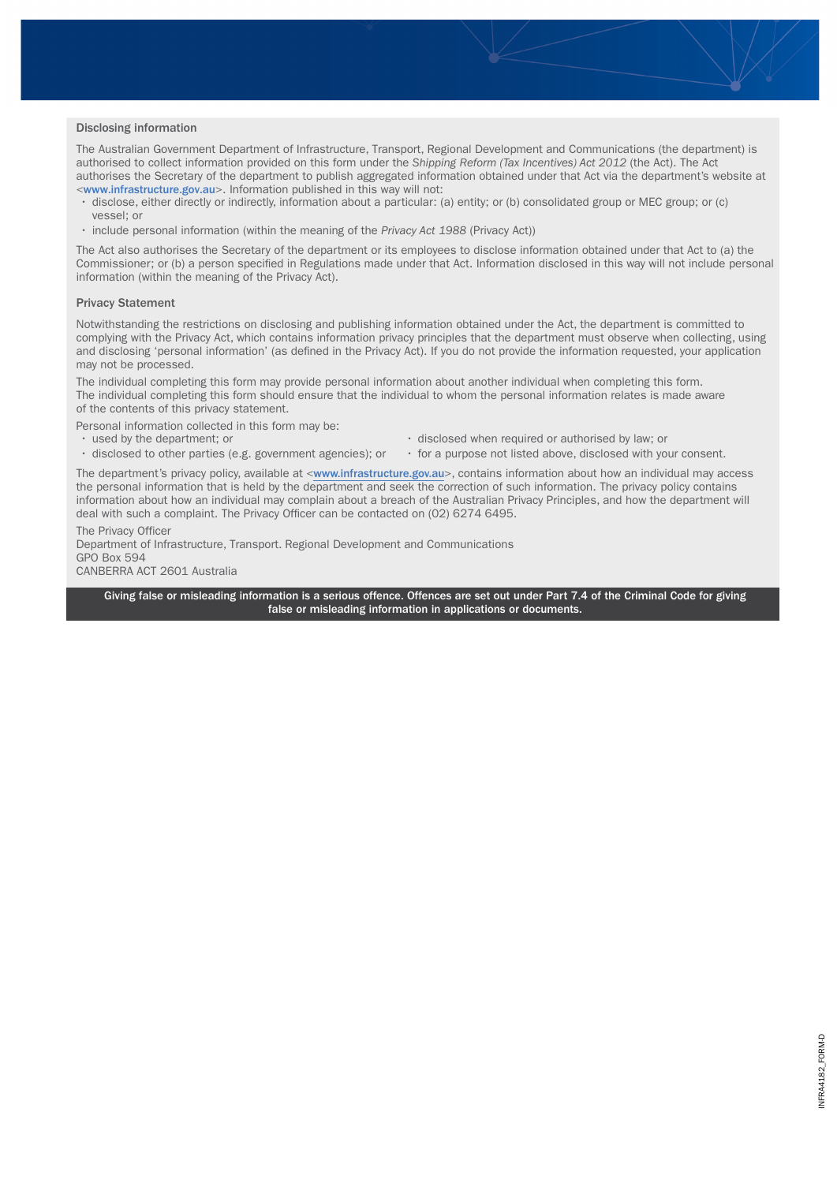### Disclosing information

The Australian Government Department of Infrastructure, Transport, Regional Development and Communications (the department) is authorised to collect information provided on this form under the *Shipping Reform (Tax Incentives) Act 2012* (the Act). The Act authorises the Secretary of the department to publish aggregated information obtained under that Act via the department's website at <www.infrastructure.gov.au>. Information published in this way will not:

- disclose, either directly or indirectly, information about a particular: (a) entity; or (b) consolidated group or MEC group; or (c) vessel; or
- include personal information (within the meaning of the *Privacy Act 1988* (Privacy Act))

The Act also authorises the Secretary of the department or its employees to disclose information obtained under that Act to (a) the Commissioner; or (b) a person specified in Regulations made under that Act. Information disclosed in this way will not include personal information (within the meaning of the Privacy Act).

### Privacy Statement

Notwithstanding the restrictions on disclosing and publishing information obtained under the Act, the department is committed to complying with the Privacy Act, which contains information privacy principles that the department must observe when collecting, using and disclosing 'personal information' (as defined in the Privacy Act). If you do not provide the information requested, your application may not be processed.

The individual completing this form may provide personal information about another individual when completing this form. The individual completing this form should ensure that the individual to whom the personal information relates is made aware of the contents of this privacy statement.

Personal information collected in this form may be:

- used by the department; or
- disclosed to other parties (e.g. government agencies); or
- disclosed when required or authorised by law; or
- for a purpose not listed above, disclosed with your consent.

The department's privacy policy, available at <www.infrastructure.gov.au>, contains information about how an individual may access the personal information that is held by the department and seek the correction of such information. The privacy policy contains information about how an individual may complain about a breach of the Australian Privacy Principles, and how the department will deal with such a complaint. The Privacy Officer can be contacted on (02) 6274 6495.

The Privacy Officer
Department of Infrastructure, Transport. Regional Development and Communications
GPO Box 594
CANBERRA ACT 2601 Australia

**Giving false or misleading information is a serious offence. Offences are set out under Part 7.4 of the Criminal Code for giving false or misleading information in applications or documents.**

INFRA4182_FORM-D